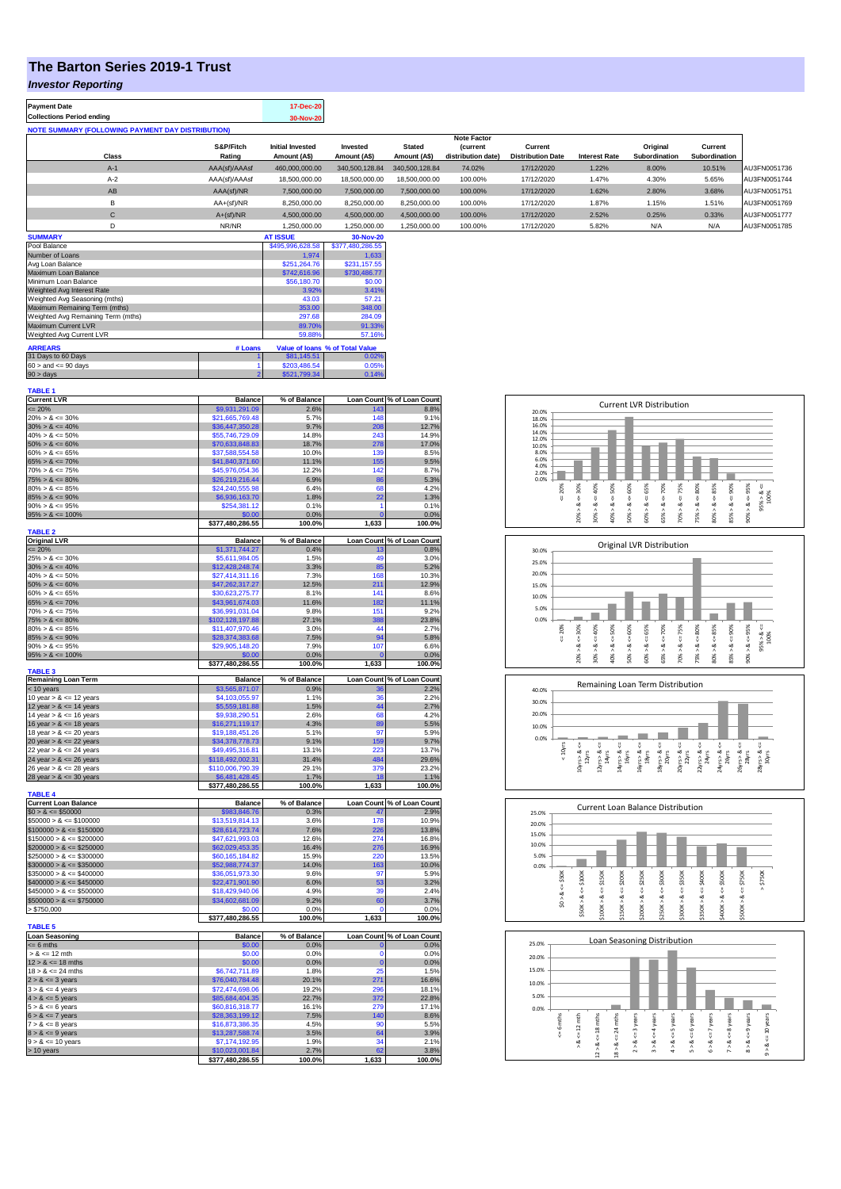# The Barton Series 2019-1 Trust

## *Investor Reporting*

| Payment Date | 17-Dec-20 |
|---|---|
| Collections Period ending | 30-Nov-20 |

**NOTE SUMMARY (FOLLOWING PAYMENT DAY DISTRIBUTION)**

| Class | S&P/Fitch Rating | Initial Invested Amount (A$) | Invested Amount (A$) | Stated Amount (A$) | Note Factor (current distribution date) | Current Distribution Date | Interest Rate | Original Subordination | Current Subordination | |
|---|---|---|---|---|---|---|---|---|---|---|
| A-1 | AAA(sf)/AAAsf | 460,000,000.00 | 340,500,128.84 | 340,500,128.84 | 74.02% | 17/12/2020 | 1.22% | 8.00% | 10.51% | AU3FN0051736 |
| A-2 | AAA(sf)/AAAsf | 18,500,000.00 | 18,500,000.00 | 18,500,000.00 | 100.00% | 17/12/2020 | 1.47% | 4.30% | 5.65% | AU3FN0051744 |
| AB | AAA(sf)/NR | 7,500,000.00 | 7,500,000.00 | 7,500,000.00 | 100.00% | 17/12/2020 | 1.62% | 2.80% | 3.68% | AU3FN0051751 |
| B | AA+(sf)/NR | 8,250,000.00 | 8,250,000.00 | 8,250,000.00 | 100.00% | 17/12/2020 | 1.87% | 1.15% | 1.51% | AU3FN0051769 |
| C | A+(sf)/NR | 4,500,000.00 | 4,500,000.00 | 4,500,000.00 | 100.00% | 17/12/2020 | 2.52% | 0.25% | 0.33% | AU3FN0051777 |
| D | NR/NR | 1,250,000.00 | 1,250,000.00 | 1,250,000.00 | 100.00% | 17/12/2020 | 5.82% | N/A | N/A | AU3FN0051785 |

| SUMMARY | AT ISSUE | 30-Nov-20 |
|---|---|---|
| Pool Balance | $495,996,628.58 | $377,480,286.55 |
| Number of Loans | 1,974 | 1,633 |
| Avg Loan Balance | $251,264.76 | $231,157.55 |
| Maximum Loan Balance | $742,616.96 | $730,486.77 |
| Minimum Loan Balance | $56,180.70 | $0.00 |
| Weighted Avg Interest Rate | 3.92% | 3.41% |
| Weighted Avg Seasoning (mths) | 43.03 | 57.21 |
| Maximum Remaining Term (mths) | 353.00 | 348.00 |
| Weighted Avg Remaining Term (mths) | 297.68 | 284.09 |
| Maximum Current LVR | 89.70% | 91.33% |
| Weighted Avg Current LVR | 59.88% | 57.16% |

| ARREARS | # Loans | Value of loans | % of Total Value |
|---|---|---|---|
| 31 Days to 60 Days | 1 | $81,145.51 | 0.02% |
| 60 > and <= 90 days | 1 | $203,486.54 | 0.05% |
| 90 > days | 2 | $521,799.34 | 0.14% |

**TABLE 1**

| Current LVR | Balance | % of Balance | Loan Count | % of Loan Count |
|---|---|---|---|---|
| <= 20% | $9,931,291.09 | 2.6% | 143 | 8.8% |
| 20% > & <= 30% | $21,665,769.48 | 5.7% | 148 | 9.1% |
| 30% > & <= 40% | $36,447,350.28 | 9.7% | 208 | 12.7% |
| 40% > & <= 50% | $55,746,729.09 | 14.8% | 243 | 14.9% |
| 50% > & <= 60% | $70,633,848.83 | 18.7% | 278 | 17.0% |
| 60% > & <= 65% | $37,588,554.58 | 10.0% | 139 | 8.5% |
| 65% > & <= 70% | $41,840,371.60 | 11.1% | 155 | 9.5% |
| 70% > & <= 75% | $45,976,054.36 | 12.2% | 142 | 8.7% |
| 75% > & <= 80% | $26,219,216.44 | 6.9% | 86 | 5.3% |
| 80% > & <= 85% | $24,240,555.98 | 6.4% | 68 | 4.2% |
| 85% > & <= 90% | $6,936,163.70 | 1.8% | 22 | 1.3% |
| 90% > & <= 95% | $254,381.12 | 0.1% | 1 | 0.1% |
| 95% > & <= 100% | $0.00 | 0.0% | 0 | 0.0% |
| | $377,480,286.55 | 100.0% | 1,633 | 100.0% |

**TABLE 2**

| Original LVR | Balance | % of Balance | Loan Count | % of Loan Count |
|---|---|---|---|---|
| <= 20% | $1,371,744.27 | 0.4% | 13 | 0.8% |
| 25% > & <= 30% | $5,611,984.05 | 1.5% | 49 | 3.0% |
| 30% > & <= 40% | $12,428,248.74 | 3.3% | 85 | 5.2% |
| 40% > & <= 50% | $27,414,311.16 | 7.3% | 168 | 10.3% |
| 50% > & <= 60% | $47,262,317.27 | 12.5% | 211 | 12.9% |
| 60% > & <= 65% | $30,623,275.77 | 8.1% | 141 | 8.6% |
| 65% > & <= 70% | $43,961,674.03 | 11.6% | 182 | 11.1% |
| 70% > & <= 75% | $36,991,031.04 | 9.8% | 151 | 9.2% |
| 75% > & <= 80% | $102,128,197.88 | 27.1% | 388 | 23.8% |
| 80% > & <= 85% | $11,407,970.46 | 3.0% | 44 | 2.7% |
| 85% > & <= 90% | $28,374,383.68 | 7.5% | 94 | 5.8% |
| 90% > & <= 95% | $29,905,148.20 | 7.9% | 107 | 6.6% |
| 95% > & <= 100% | $0.00 | 0.0% | 0 | 0.0% |
| | $377,480,286.55 | 100.0% | 1,633 | 100.0% |

**TABLE 3**

| Remaining Loan Term | Balance | % of Balance | Loan Count | % of Loan Count |
|---|---|---|---|---|
| < 10 years | $3,565,871.07 | 0.9% | 36 | 2.2% |
| 10 year > & <= 12 years | $4,103,055.97 | 1.1% | 36 | 2.2% |
| 12 year > & <= 14 years | $5,559,181.88 | 1.5% | 44 | 2.7% |
| 14 year > & <= 16 years | $9,938,290.51 | 2.6% | 68 | 4.2% |
| 16 year > & <= 18 years | $16,271,119.17 | 4.3% | 89 | 5.5% |
| 18 year > & <= 20 years | $19,188,451.26 | 5.1% | 97 | 5.9% |
| 20 year > & <= 22 years | $34,378,778.73 | 9.1% | 159 | 9.7% |
| 22 year > & <= 24 years | $49,495,316.81 | 13.1% | 223 | 13.7% |
| 24 year > & <= 26 years | $118,492,002.31 | 31.4% | 484 | 29.6% |
| 26 year > & <= 28 years | $110,006,790.39 | 29.1% | 379 | 23.2% |
| 28 year > & <= 30 years | $6,481,428.45 | 1.7% | 18 | 1.1% |
| | $377,480,286.55 | 100.0% | 1,633 | 100.0% |

**TABLE 4**

| Current Loan Balance | Balance | % of Balance | Loan Count | % of Loan Count |
|---|---|---|---|---|
| $0 > & <= $50000 | $983,846.76 | 0.3% | 47 | 2.9% |
| $50000 > & <= $100000 | $13,519,814.13 | 3.6% | 178 | 10.9% |
| $100000 > & <= $150000 | $28,614,723.74 | 7.6% | 226 | 13.8% |
| $150000 > & <= $200000 | $47,621,993.03 | 12.6% | 274 | 16.8% |
| $200000 > & <= $250000 | $62,029,453.35 | 16.4% | 276 | 16.9% |
| $250000 > & <= $300000 | $60,165,184.82 | 15.9% | 220 | 13.5% |
| $300000 > & <= $350000 | $52,988,774.37 | 14.0% | 163 | 10.0% |
| $350000 > & <= $400000 | $36,051,973.30 | 9.6% | 97 | 5.9% |
| $400000 > & <= $450000 | $22,471,901.90 | 6.0% | 53 | 3.2% |
| $450000 > & <= $500000 | $18,429,940.06 | 4.9% | 39 | 2.4% |
| $500000 > & <= $750000 | $34,602,681.09 | 9.2% | 60 | 3.7% |
| > $750,000 | $0.00 | 0.0% | 0 | 0.0% |
| | $377,480,286.55 | 100.0% | 1,633 | 100.0% |

**TABLE 5**

| Loan Seasoning | Balance | % of Balance | Loan Count | % of Loan Count |
|---|---|---|---|---|
| <= 6 mths | $0.00 | 0.0% | 0 | 0.0% |
| > & <= 12 mth | $0.00 | 0.0% | 0 | 0.0% |
| 12 > & <= 18 mths | $0.00 | 0.0% | 0 | 0.0% |
| 18 > & <= 24 mths | $6,742,711.89 | 1.8% | 25 | 1.5% |
| 2 > & <= 3 years | $76,040,784.48 | 20.1% | 271 | 16.6% |
| 3 > & <= 4 years | $72,474,698.06 | 19.2% | 296 | 18.1% |
| 4 > & <= 5 years | $85,684,404.35 | 22.7% | 372 | 22.8% |
| 5 > & <= 6 years | $60,816,318.77 | 16.1% | 279 | 17.1% |
| 6 > & <= 7 years | $28,363,199.12 | 7.5% | 140 | 8.6% |
| 7 > & <= 8 years | $16,873,386.35 | 4.5% | 90 | 5.5% |
| 8 > & <= 9 years | $13,287,588.74 | 3.5% | 64 | 3.9% |
| 9 > & <= 10 years | $7,174,192.95 | 1.9% | 34 | 2.1% |
| > 10 years | $10,023,001.84 | 2.7% | 62 | 3.8% |
| | $377,480,286.55 | 100.0% | 1,633 | 100.0% |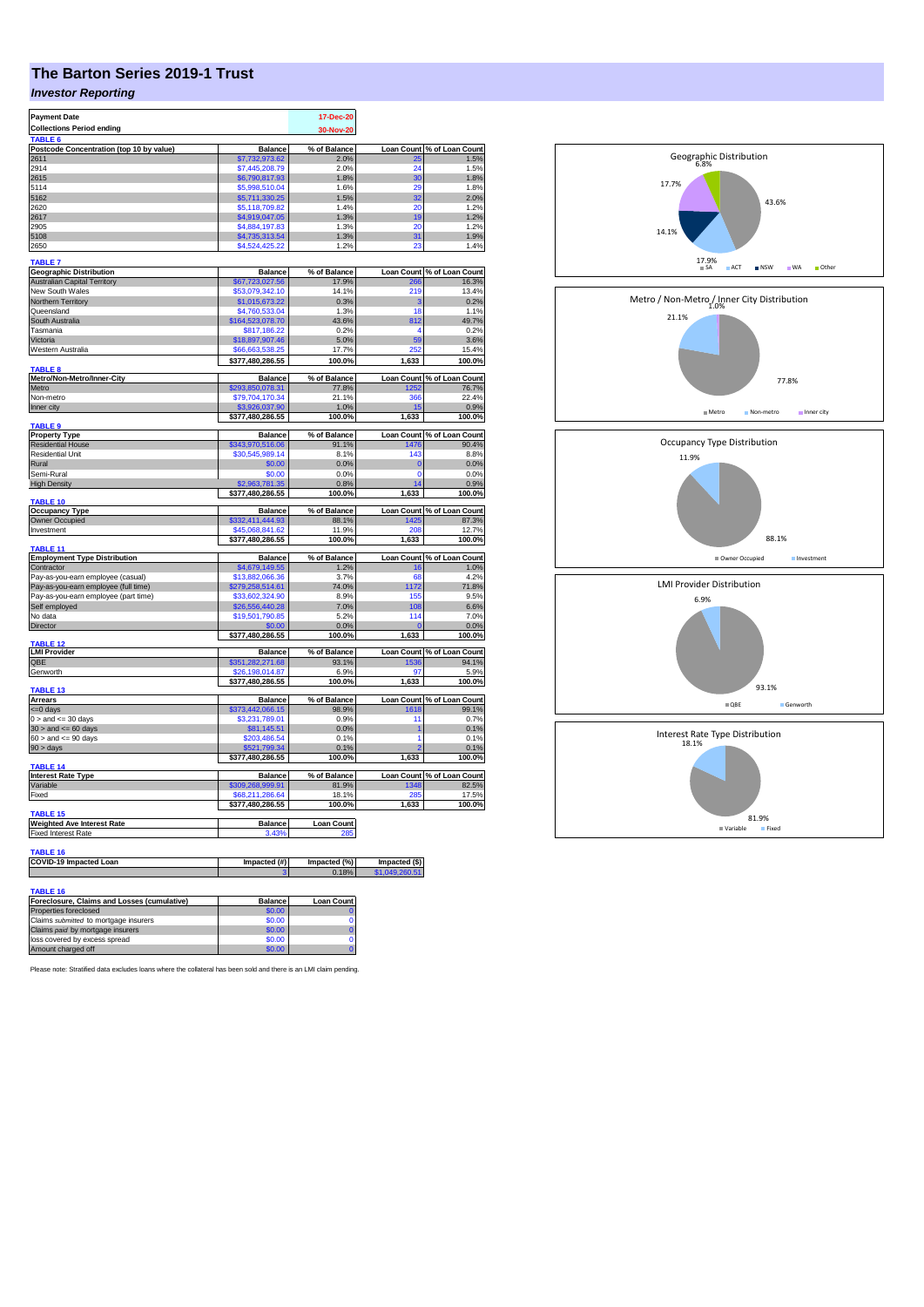# The Barton Series 2019-1 Trust

### *Investor Reporting*

| | |
|---|---|
| **Payment Date** | 17-Dec-20 |
| **Collections Period ending** | 30-Nov-20 |

**TABLE 6**

| Postcode Concentration (top 10 by value) | Balance | % of Balance | Loan Count | % of Loan Count |
|---|---|---|---|---|
| 2611 | $7,732,973.62 | 2.0% | 25 | 1.5% |
| 2914 | $7,445,208.79 | 2.0% | 24 | 1.5% |
| 2615 | $6,790,817.93 | 1.8% | 30 | 1.8% |
| 5114 | $5,998,510.04 | 1.6% | 29 | 1.8% |
| 5162 | $5,711,330.25 | 1.5% | 32 | 2.0% |
| 2620 | $5,118,709.82 | 1.4% | 20 | 1.2% |
| 2617 | $4,919,047.05 | 1.3% | 19 | 1.2% |
| 2905 | $4,884,197.83 | 1.3% | 20 | 1.2% |
| 5108 | $4,735,313.54 | 1.3% | 31 | 1.9% |
| 2650 | $4,524,425.22 | 1.2% | 23 | 1.4% |

**TABLE 7**

| Geographic Distribution | Balance | % of Balance | Loan Count | % of Loan Count |
|---|---|---|---|---|
| Australian Capital Territory | $67,723,027.56 | 17.9% | 266 | 16.3% |
| New South Wales | $53,079,342.10 | 14.1% | 219 | 13.4% |
| Northern Territory | $1,015,673.22 | 0.3% | 3 | 0.2% |
| Queensland | $4,760,533.04 | 1.3% | 18 | 1.1% |
| South Australia | $164,523,078.70 | 43.6% | 812 | 49.7% |
| Tasmania | $817,186.22 | 0.2% | 4 | 0.2% |
| Victoria | $18,897,907.46 | 5.0% | 59 | 3.6% |
| Western Australia | $66,663,538.25 | 17.7% | 252 | 15.4% |
| | $377,480,286.55 | 100.0% | 1,633 | 100.0% |

**TABLE 8**

| Metro/Non-Metro/Inner-City | Balance | % of Balance | Loan Count | % of Loan Count |
|---|---|---|---|---|
| Metro | $293,850,078.31 | 77.8% | 1252 | 76.7% |
| Non-metro | $79,704,170.34 | 21.1% | 366 | 22.4% |
| Inner city | $3,926,037.90 | 1.0% | 15 | 0.9% |
| | $377,480,286.55 | 100.0% | 1,633 | 100.0% |

**TABLE 9**

| Property Type | Balance | % of Balance | Loan Count | % of Loan Count |
|---|---|---|---|---|
| Residential House | $343,970,516.06 | 91.1% | 1476 | 90.4% |
| Residential Unit | $30,545,989.14 | 8.1% | 143 | 8.8% |
| Rural | $0.00 | 0.0% | 0 | 0.0% |
| Semi-Rural | $0.00 | 0.0% | 0 | 0.0% |
| High Density | $2,963,781.35 | 0.8% | 14 | 0.9% |
| | $377,480,286.55 | 100.0% | 1,633 | 100.0% |

**TABLE 10**

| Occupancy Type | Balance | % of Balance | Loan Count | % of Loan Count |
|---|---|---|---|---|
| Owner Occupied | $332,411,444.93 | 88.1% | 1425 | 87.3% |
| Investment | $45,068,841.62 | 11.9% | 208 | 12.7% |
| | $377,480,286.55 | 100.0% | 1,633 | 100.0% |

**TABLE 11**

| Employment Type Distribution | Balance | % of Balance | Loan Count | % of Loan Count |
|---|---|---|---|---|
| Contractor | $4,679,149.55 | 1.2% | 16 | 1.0% |
| Pay-as-you-earn employee (casual) | $13,882,066.36 | 3.7% | 68 | 4.2% |
| Pay-as-you-earn employee (full time) | $279,258,514.61 | 74.0% | 1172 | 71.8% |
| Pay-as-you-earn employee (part time) | $33,602,324.90 | 8.9% | 155 | 9.5% |
| Self employed | $26,556,440.28 | 7.0% | 108 | 6.6% |
| No data | $19,501,790.85 | 5.2% | 114 | 7.0% |
| Director | $0.00 | 0.0% | 0 | 0.0% |
| | $377,480,286.55 | 100.0% | 1,633 | 100.0% |

**TABLE 12**

| LMI Provider | Balance | % of Balance | Loan Count | % of Loan Count |
|---|---|---|---|---|
| QBE | $351,282,271.68 | 93.1% | 1536 | 94.1% |
| Genworth | $26,198,014.87 | 6.9% | 97 | 5.9% |
| | $377,480,286.55 | 100.0% | 1,633 | 100.0% |

**TABLE 13**

| Arrears | Balance | % of Balance | Loan Count | % of Loan Count |
|---|---|---|---|---|
| <=0 days | $373,442,066.15 | 98.9% | 1618 | 99.1% |
| 0 > and <= 30 days | $3,231,789.01 | 0.9% | 11 | 0.7% |
| 30 > and <= 60 days | $81,145.51 | 0.0% | 1 | 0.1% |
| 60 > and <= 90 days | $203,486.54 | 0.1% | 1 | 0.1% |
| 90 > days | $521,799.34 | 0.1% | 2 | 0.1% |
| | $377,480,286.55 | 100.0% | 1,633 | 100.0% |

**TABLE 14**

| Interest Rate Type | Balance | % of Balance | Loan Count | % of Loan Count |
|---|---|---|---|---|
| Variable | $309,268,999.91 | 81.9% | 1348 | 82.5% |
| Fixed | $68,211,286.64 | 18.1% | 285 | 17.5% |
| | $377,480,286.55 | 100.0% | 1,633 | 100.0% |

**TABLE 15**

| Weighted Ave Interest Rate | Balance | Loan Count |
|---|---|---|
| Fixed Interest Rate | 3.43% | 285 |

**TABLE 16**

| COVID-19 Impacted Loan | Impacted (#) | Impacted (%) | Impacted ($) |
|---|---|---|---|
| | 3 | 0.18% | $1,049,260.51 |

**TABLE 16**

| Foreclosure, Claims and Losses (cumulative) | Balance | Loan Count |
|---|---|---|
| Properties foreclosed | $0.00 | 0 |
| Claims *submitted* to mortgage insurers | $0.00 | 0 |
| Claims *paid* by mortgage insurers | $0.00 | 0 |
| loss covered by excess spread | $0.00 | 0 |
| Amount charged off | $0.00 | 0 |

Please note: Stratified data excludes loans where the collateral has been sold and there is an LMI claim pending.

Geographic Distribution: SA 43.6%, ACT 17.9%, NSW 14.1%, WA 17.7%, Other 6.8%

Metro / Non-Metro / Inner City Distribution: Metro 77.8%, Non-metro 21.1%, Inner city 1.0%

Occupancy Type Distribution: Owner Occupied 88.1%, Investment 11.9%

LMI Provider Distribution: QBE 93.1%, Genworth 6.9%

Interest Rate Type Distribution: Variable 81.9%, Fixed 18.1%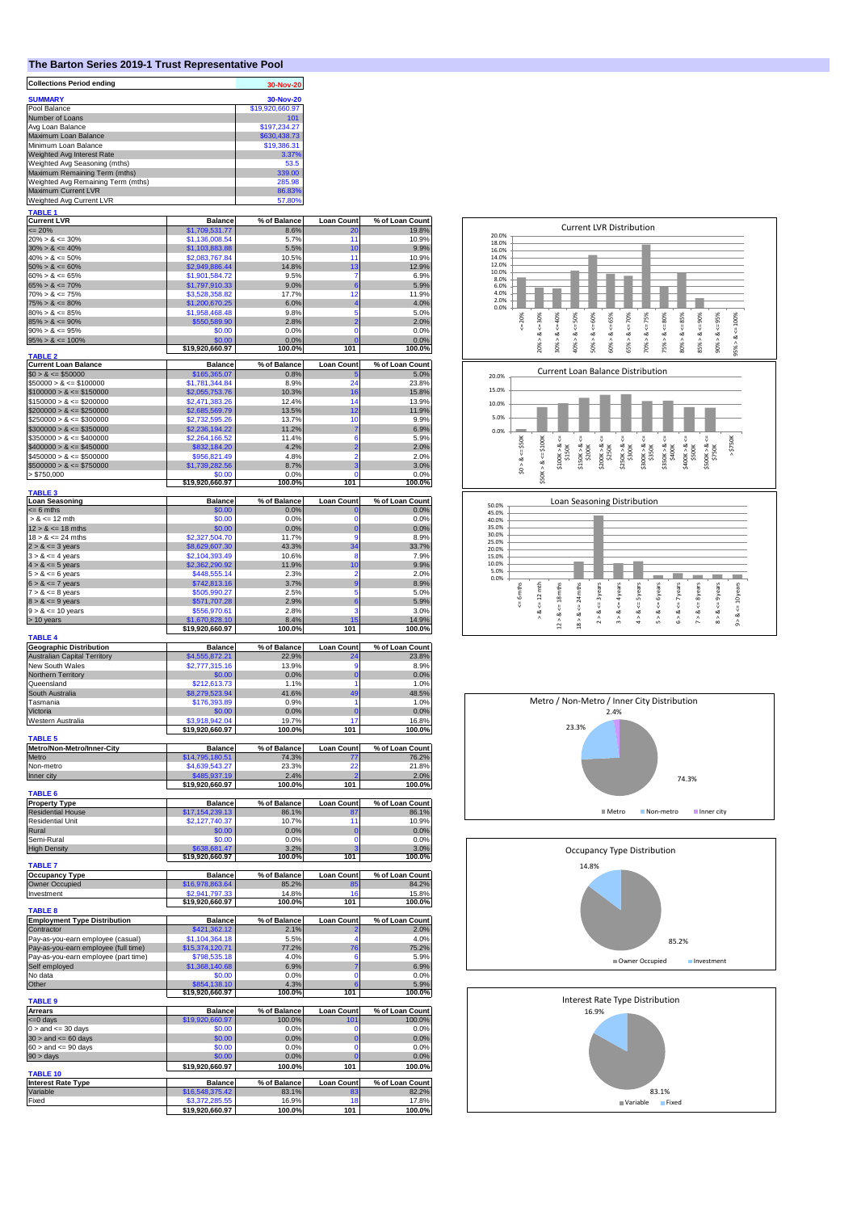# The Barton Series 2019-1 Trust Representative Pool

| Collections Period ending | 30-Nov-20 |
|---|---|

| SUMMARY | 30-Nov-20 |
|---|---|
| Pool Balance | $19,920,660.97 |
| Number of Loans | 101 |
| Avg Loan Balance | $197,234.27 |
| Maximum Loan Balance | $630,438.73 |
| Minimum Loan Balance | $19,386.31 |
| Weighted Avg Interest Rate | 3.37% |
| Weighted Avg Seasoning (mths) | 53.5 |
| Maximum Remaining Term (mths) | 339.00 |
| Weighted Avg Remaining Term (mths) | 285.98 |
| Maximum Current LVR | 86.83% |
| Weighted Avg Current LVR | 57.80% |

TABLE 1

| Current LVR | Balance | % of Balance | Loan Count | % of Loan Count |
|---|---|---|---|---|
| <= 20% | $1,709,531.77 | 8.6% | 20 | 19.8% |
| 20% > & <= 30% | $1,136,008.54 | 5.7% | 11 | 10.9% |
| 30% > & <= 40% | $1,103,883.88 | 5.5% | 10 | 9.9% |
| 40% > & <= 50% | $2,083,767.84 | 10.5% | 11 | 10.9% |
| 50% > & <= 60% | $2,949,886.44 | 14.8% | 13 | 12.9% |
| 60% > & <= 65% | $1,901,584.72 | 9.5% | 7 | 6.9% |
| 65% > & <= 70% | $1,797,910.33 | 9.0% | 6 | 5.9% |
| 70% > & <= 75% | $3,528,358.82 | 17.7% | 12 | 11.9% |
| 75% > & <= 80% | $1,200,670.25 | 6.0% | 4 | 4.0% |
| 80% > & <= 85% | $1,958,468.48 | 9.8% | 5 | 5.0% |
| 85% > & <= 90% | $550,589.90 | 2.8% | 2 | 2.0% |
| 90% > & <= 95% | $0.00 | 0.0% | 0 | 0.0% |
| 95% > & <= 100% | $0.00 | 0.0% | 0 | 0.0% |
| | $19,920,660.97 | 100.0% | 101 | 100.0% |

TABLE 2

| Current Loan Balance | Balance | % of Balance | Loan Count | % of Loan Count |
|---|---|---|---|---|
| $0 > & <= $50000 | $165,365.07 | 0.8% | 5 | 5.0% |
| $50000 > & <= $100000 | $1,781,344.84 | 8.9% | 24 | 23.8% |
| $100000 > & <= $150000 | $2,055,753.76 | 10.3% | 16 | 15.8% |
| $150000 > & <= $200000 | $2,471,383.26 | 12.4% | 14 | 13.9% |
| $200000 > & <= $250000 | $2,685,569.79 | 13.5% | 12 | 11.9% |
| $250000 > & <= $300000 | $2,732,595.26 | 13.7% | 10 | 9.9% |
| $300000 > & <= $350000 | $2,236,194.22 | 11.2% | 7 | 6.9% |
| $350000 > & <= $400000 | $2,264,166.52 | 11.4% | 6 | 5.9% |
| $400000 > & <= $450000 | $832,184.20 | 4.2% | 2 | 2.0% |
| $450000 > & <= $500000 | $956,821.49 | 4.8% | 2 | 2.0% |
| $500000 > & <= $750000 | $1,739,282.56 | 8.7% | 3 | 3.0% |
| > $750,000 | $0.00 | 0.0% | 0 | 0.0% |
| | $19,920,660.97 | 100.0% | 101 | 100.0% |

TABLE 3

| Loan Seasoning | Balance | % of Balance | Loan Count | % of Loan Count |
|---|---|---|---|---|
| <= 6 mths | $0.00 | 0.0% | 0 | 0.0% |
| > & <= 12 mth | $0.00 | 0.0% | 0 | 0.0% |
| 12 > & <= 18 mths | $0.00 | 0.0% | 0 | 0.0% |
| 18 > & <= 24 mths | $2,327,504.70 | 11.7% | 9 | 8.9% |
| 2 > & <= 3 years | $8,629,607.30 | 43.3% | 34 | 33.7% |
| 3 > & <= 4 years | $2,104,393.49 | 10.6% | 8 | 7.9% |
| 4 > & <= 5 years | $2,362,290.92 | 11.9% | 10 | 9.9% |
| 5 > & <= 6 years | $448,555.14 | 2.3% | 2 | 2.0% |
| 6 > & <= 7 years | $742,813.16 | 3.7% | 9 | 8.9% |
| 7 > & <= 8 years | $505,990.27 | 2.5% | 5 | 5.0% |
| 8 > & <= 9 years | $571,707.28 | 2.9% | 6 | 5.9% |
| 9 > & <= 10 years | $556,970.61 | 2.8% | 3 | 3.0% |
| > 10 years | $1,670,828.10 | 8.4% | 15 | 14.9% |
| | $19,920,660.97 | 100.0% | 101 | 100.0% |

TABLE 4

| Geographic Distribution | Balance | % of Balance | Loan Count | % of Loan Count |
|---|---|---|---|---|
| Australian Capital Territory | $4,555,872.21 | 22.9% | 24 | 23.8% |
| New South Wales | $2,777,315.16 | 13.9% | 9 | 8.9% |
| Northern Territory | $0.00 | 0.0% | 0 | 0.0% |
| Queensland | $212,613.73 | 1.1% | 1 | 1.0% |
| South Australia | $8,279,523.94 | 41.6% | 49 | 48.5% |
| Tasmania | $176,393.89 | 0.9% | 1 | 1.0% |
| Victoria | $0.00 | 0.0% | 0 | 0.0% |
| Western Australia | $3,918,942.04 | 19.7% | 17 | 16.8% |
| | $19,920,660.97 | 100.0% | 101 | 100.0% |

TABLE 5

| Metro/Non-Metro/Inner-City | Balance | % of Balance | Loan Count | % of Loan Count |
|---|---|---|---|---|
| Metro | $14,795,180.51 | 74.3% | 77 | 76.2% |
| Non-metro | $4,639,543.27 | 23.3% | 22 | 21.8% |
| Inner city | $485,937.19 | 2.4% | 2 | 2.0% |
| | $19,920,660.97 | 100.0% | 101 | 100.0% |

TABLE 6

| Property Type | Balance | % of Balance | Loan Count | % of Loan Count |
|---|---|---|---|---|
| Residential House | $17,154,239.13 | 86.1% | 87 | 86.1% |
| Residential Unit | $2,127,740.37 | 10.7% | 11 | 10.9% |
| Rural | $0.00 | 0.0% | 0 | 0.0% |
| Semi-Rural | $0.00 | 0.0% | 0 | 0.0% |
| High Density | $638,681.47 | 3.2% | 3 | 3.0% |
| | $19,920,660.97 | 100.0% | 101 | 100.0% |

TABLE 7

| Occupancy Type | Balance | % of Balance | Loan Count | % of Loan Count |
|---|---|---|---|---|
| Owner Occupied | $16,978,863.64 | 85.2% | 85 | 84.2% |
| Investment | $2,941,797.33 | 14.8% | 16 | 15.8% |
| | $19,920,660.97 | 100.0% | 101 | 100.0% |

TABLE 8

| Employment Type Distribution | Balance | % of Balance | Loan Count | % of Loan Count |
|---|---|---|---|---|
| Contractor | $421,362.12 | 2.1% | 2 | 2.0% |
| Pay-as-you-earn employee (casual) | $1,104,364.18 | 5.5% | 4 | 4.0% |
| Pay-as-you-earn employee (full time) | $15,374,120.71 | 77.2% | 76 | 75.2% |
| Pay-as-you-earn employee (part time) | $798,535.18 | 4.0% | 6 | 5.9% |
| Self employed | $1,368,140.68 | 6.9% | 7 | 6.9% |
| No data | $0.00 | 0.0% | 0 | 0.0% |
| Other | $854,138.10 | 4.3% | 6 | 5.9% |
| | $19,920,660.97 | 100.0% | 101 | 100.0% |

TABLE 9

| Arrears | Balance | % of Balance | Loan Count | % of Loan Count |
|---|---|---|---|---|
| <=0 days | $19,920,660.97 | 100.0% | 101 | 100.0% |
| 0 > and <= 30 days | $0.00 | 0.0% | 0 | 0.0% |
| 30 > and <= 60 days | $0.00 | 0.0% | 0 | 0.0% |
| 60 > and <= 90 days | $0.00 | 0.0% | 0 | 0.0% |
| 90 > days | $0.00 | 0.0% | 0 | 0.0% |
| | $19,920,660.97 | 100.0% | 101 | 100.0% |

TABLE 10

| Interest Rate Type | Balance | % of Balance | Loan Count | % of Loan Count |
|---|---|---|---|---|
| Variable | $16,548,375.42 | 83.1% | 83 | 82.2% |
| Fixed | $3,372,285.55 | 16.9% | 18 | 17.8% |
| | $19,920,660.97 | 100.0% | 101 | 100.0% |

Current LVR Distribution

Current Loan Balance Distribution

Loan Seasoning Distribution

Metro / Non-Metro / Inner City Distribution
2.4%
23.3%
74.3%
Metro Non-metro Inner city

Occupancy Type Distribution
14.8%
85.2%
Owner Occupied Investment

Interest Rate Type Distribution
16.9%
83.1%
Variable Fixed